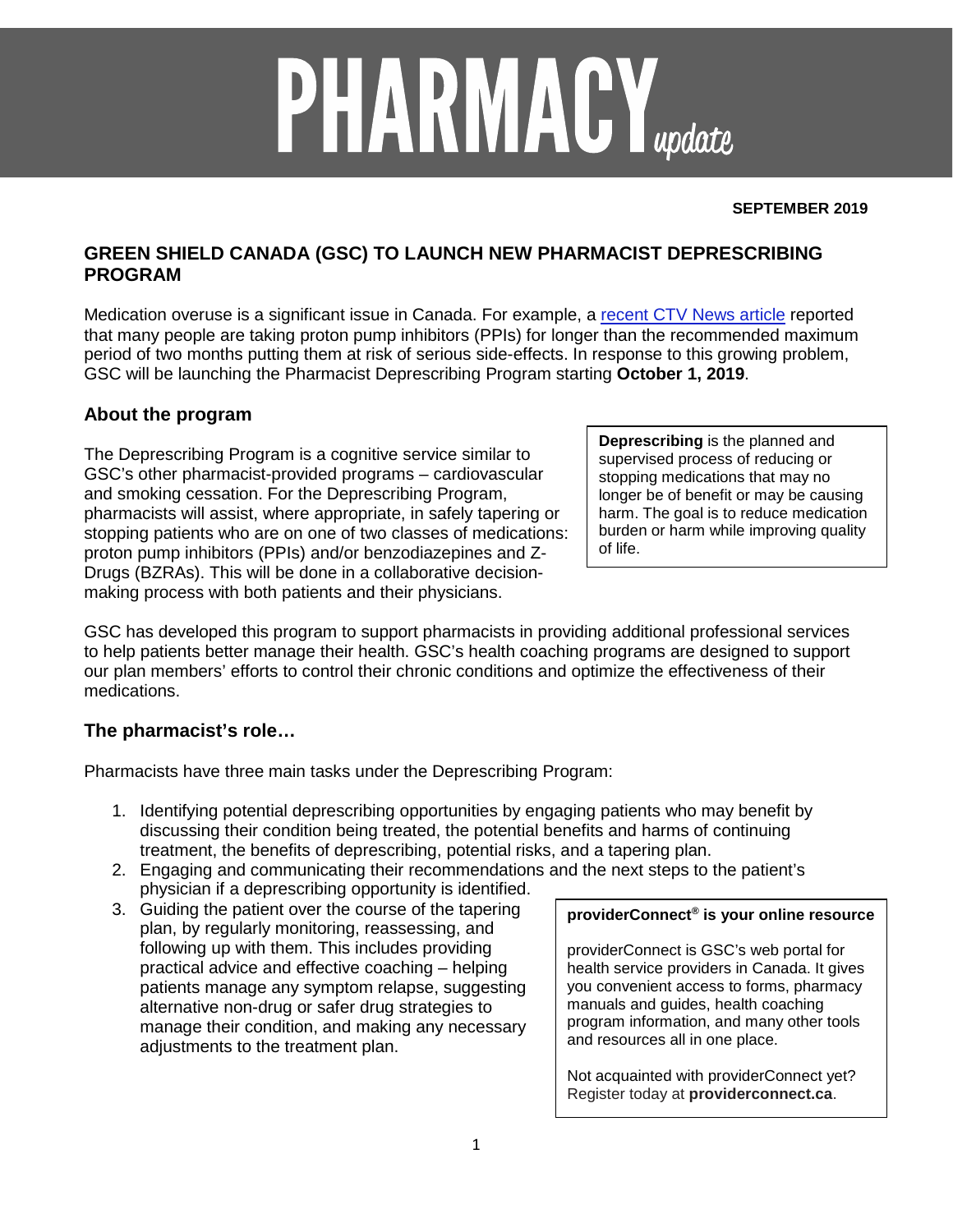# PHARMACY *update*

**SEPTEMBER 2019**

## GREEN SHIELD CANADA (GSC) TO LAUNCH NEW PHARMACIST DEPRESCRIBING PROGRAM

Medication overuse is a significant issue in Canada. For example, a [recent CTV News article] reported that many people are taking proton pump inhibitors (PPIs) for longer than the recommended maximum period of two months putting them at risk of serious side-effects. In response to this growing problem, GSC will be launching the Pharmacist Deprescribing Program starting **October 1, 2019**.

### About the program

The Deprescribing Program is a cognitive service similar to GSC's other pharmacist-provided programs – cardiovascular and smoking cessation. For the Deprescribing Program, pharmacists will assist, where appropriate, in safely tapering or stopping patients who are on one of two classes of medications: proton pump inhibitors (PPIs) and/or benzodiazepines and Z-Drugs (BZRAs). This will be done in a collaborative decision-making process with both patients and their physicians.

> **Deprescribing** is the planned and supervised process of reducing or stopping medications that may no longer be of benefit or may be causing harm. The goal is to reduce medication burden or harm while improving quality of life.

GSC has developed this program to support pharmacists in providing additional professional services to help patients better manage their health. GSC's health coaching programs are designed to support our plan members' efforts to control their chronic conditions and optimize the effectiveness of their medications.

### The pharmacist's role…

Pharmacists have three main tasks under the Deprescribing Program:

1. Identifying potential deprescribing opportunities by engaging patients who may benefit by discussing their condition being treated, the potential benefits and harms of continuing treatment, the benefits of deprescribing, potential risks, and a tapering plan.
2. Engaging and communicating their recommendations and the next steps to the patient's physician if a deprescribing opportunity is identified.
3. Guiding the patient over the course of the tapering plan, by regularly monitoring, reassessing, and following up with them. This includes providing practical advice and effective coaching – helping patients manage any symptom relapse, suggesting alternative non-drug or safer drug strategies to manage their condition, and making any necessary adjustments to the treatment plan.

> **providerConnect® is your online resource**
>
> providerConnect is GSC's web portal for health service providers in Canada. It gives you convenient access to forms, pharmacy manuals and guides, health coaching program information, and many other tools and resources all in one place.
>
> Not acquainted with providerConnect yet? Register today at **providerconnect.ca**.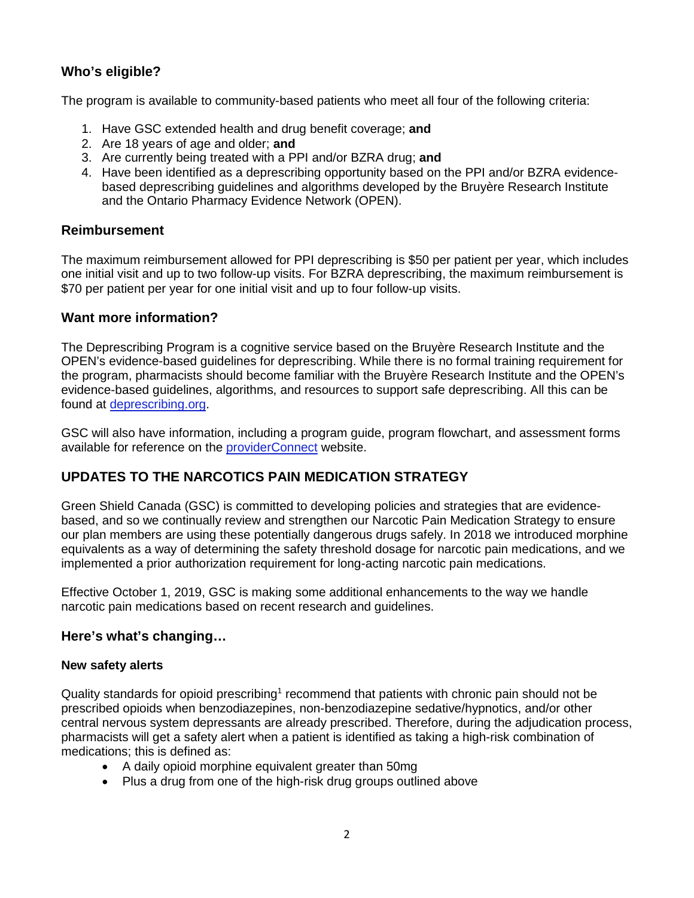### Who's eligible?

The program is available to community-based patients who meet all four of the following criteria:

1. Have GSC extended health and drug benefit coverage; **and**
2. Are 18 years of age and older; **and**
3. Are currently being treated with a PPI and/or BZRA drug; **and**
4. Have been identified as a deprescribing opportunity based on the PPI and/or BZRA evidence-based deprescribing guidelines and algorithms developed by the Bruyère Research Institute and the Ontario Pharmacy Evidence Network (OPEN).

### Reimbursement

The maximum reimbursement allowed for PPI deprescribing is $50 per patient per year, which includes one initial visit and up to two follow-up visits. For BZRA deprescribing, the maximum reimbursement is $70 per patient per year for one initial visit and up to four follow-up visits.

### Want more information?

The Deprescribing Program is a cognitive service based on the Bruyère Research Institute and the OPEN's evidence-based guidelines for deprescribing. While there is no formal training requirement for the program, pharmacists should become familiar with the Bruyère Research Institute and the OPEN's evidence-based guidelines, algorithms, and resources to support safe deprescribing. All this can be found at [deprescribing.org](deprescribing.org).

GSC will also have information, including a program guide, program flowchart, and assessment forms available for reference on the [providerConnect]() website.

## UPDATES TO THE NARCOTICS PAIN MEDICATION STRATEGY

Green Shield Canada (GSC) is committed to developing policies and strategies that are evidence-based, and so we continually review and strengthen our Narcotic Pain Medication Strategy to ensure our plan members are using these potentially dangerous drugs safely. In 2018 we introduced morphine equivalents as a way of determining the safety threshold dosage for narcotic pain medications, and we implemented a prior authorization requirement for long-acting narcotic pain medications.

Effective October 1, 2019, GSC is making some additional enhancements to the way we handle narcotic pain medications based on recent research and guidelines.

### Here's what's changing…

#### New safety alerts

Quality standards for opioid prescribing[1] recommend that patients with chronic pain should not be prescribed opioids when benzodiazepines, non-benzodiazepine sedative/hypnotics, and/or other central nervous system depressants are already prescribed. Therefore, during the adjudication process, pharmacists will get a safety alert when a patient is identified as taking a high-risk combination of medications; this is defined as:

- A daily opioid morphine equivalent greater than 50mg
- Plus a drug from one of the high-risk drug groups outlined above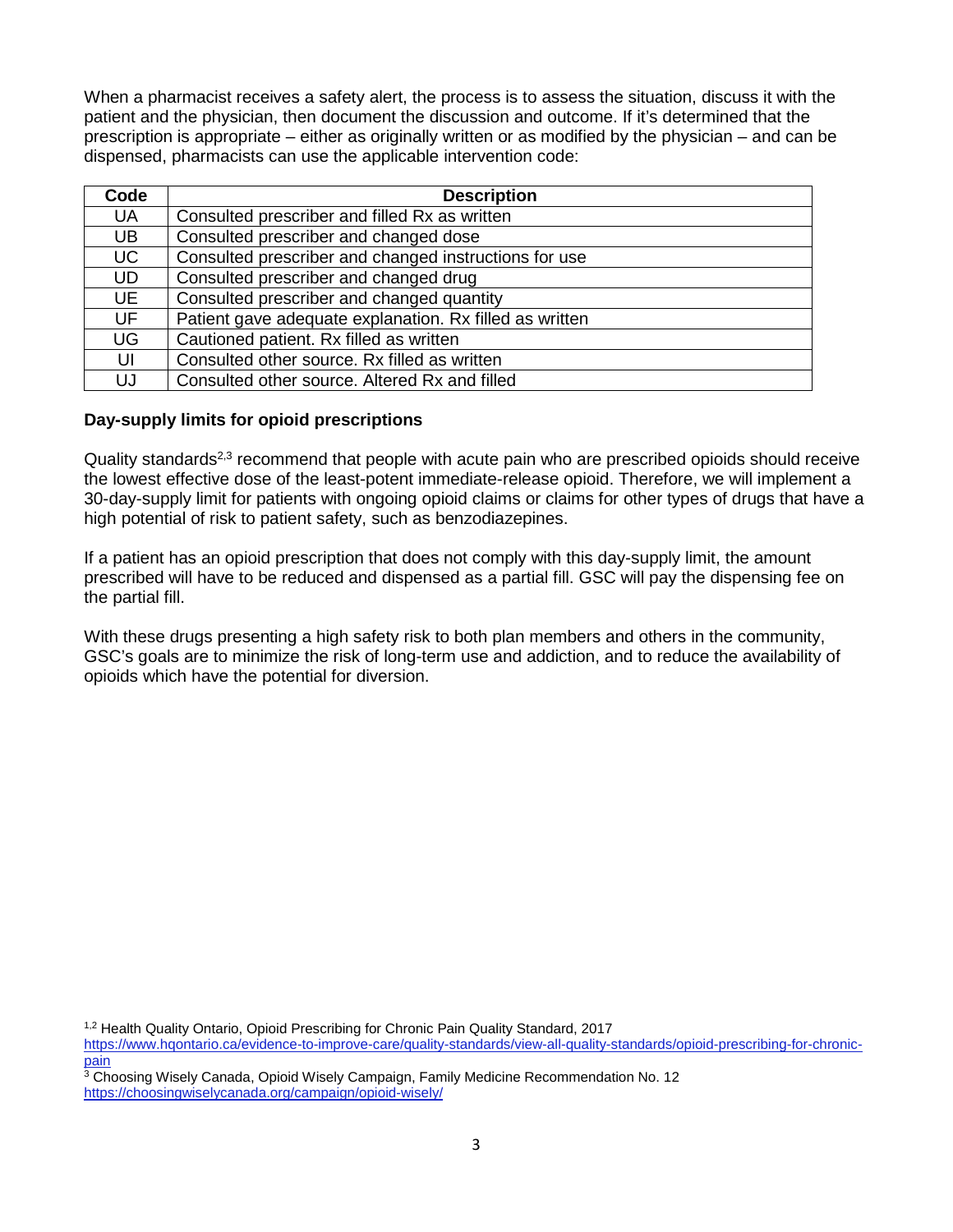When a pharmacist receives a safety alert, the process is to assess the situation, discuss it with the patient and the physician, then document the discussion and outcome. If it's determined that the prescription is appropriate – either as originally written or as modified by the physician – and can be dispensed, pharmacists can use the applicable intervention code:

| Code | Description |
| --- | --- |
| UA | Consulted prescriber and filled Rx as written |
| UB | Consulted prescriber and changed dose |
| UC | Consulted prescriber and changed instructions for use |
| UD | Consulted prescriber and changed drug |
| UE | Consulted prescriber and changed quantity |
| UF | Patient gave adequate explanation. Rx filled as written |
| UG | Cautioned patient. Rx filled as written |
| UI | Consulted other source. Rx filled as written |
| UJ | Consulted other source. Altered Rx and filled |

**Day-supply limits for opioid prescriptions**

Quality standards[2,3] recommend that people with acute pain who are prescribed opioids should receive the lowest effective dose of the least-potent immediate-release opioid. Therefore, we will implement a 30-day-supply limit for patients with ongoing opioid claims or claims for other types of drugs that have a high potential of risk to patient safety, such as benzodiazepines.

If a patient has an opioid prescription that does not comply with this day-supply limit, the amount prescribed will have to be reduced and dispensed as a partial fill. GSC will pay the dispensing fee on the partial fill.

With these drugs presenting a high safety risk to both plan members and others in the community, GSC's goals are to minimize the risk of long-term use and addiction, and to reduce the availability of opioids which have the potential for diversion.

[1,2] Health Quality Ontario, Opioid Prescribing for Chronic Pain Quality Standard, 2017
https://www.hqontario.ca/evidence-to-improve-care/quality-standards/view-all-quality-standards/opioid-prescribing-for-chronic-pain

[3] Choosing Wisely Canada, Opioid Wisely Campaign, Family Medicine Recommendation No. 12
https://choosingwiselycanada.org/campaign/opioid-wisely/